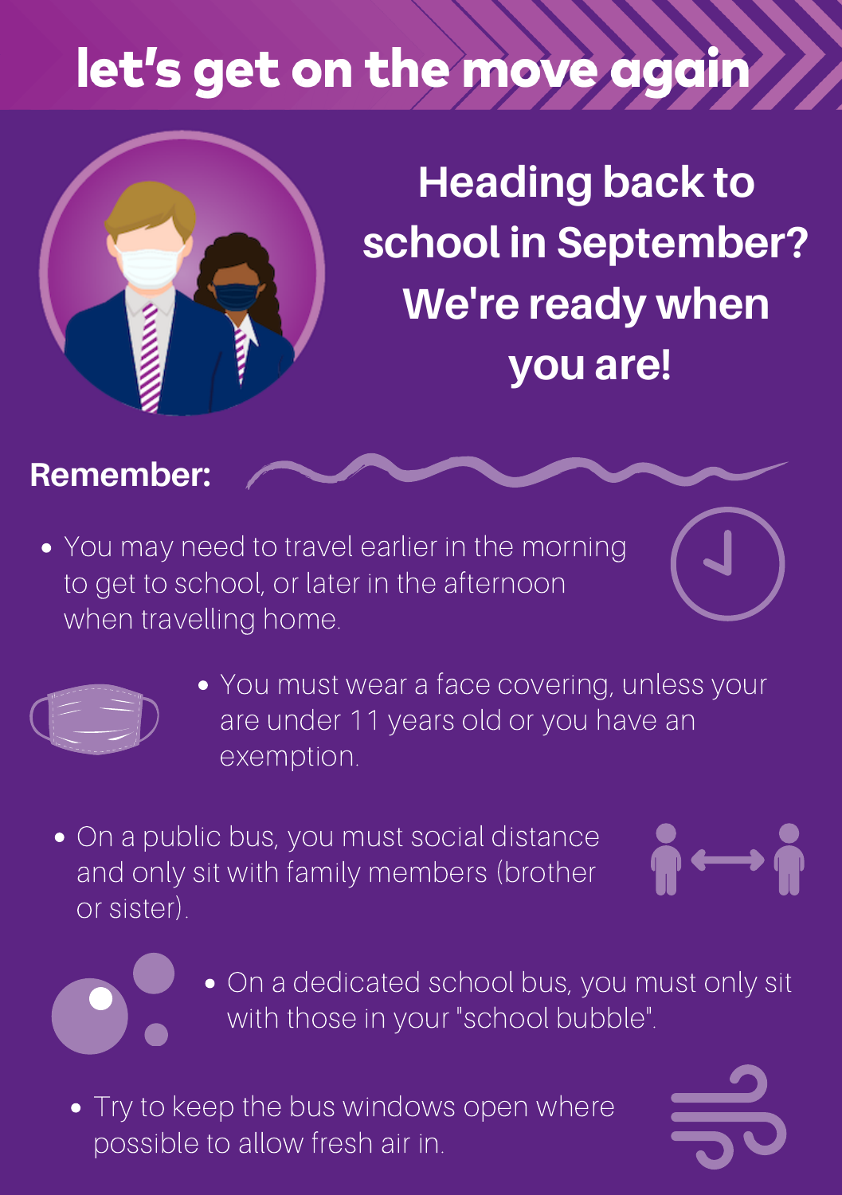# let's get on the move again

## Heading back to school in September? We're ready when you are!

**Remember:**

- You may need to travel earlier in the morning to get to school, or later in the afternoon when travelling home.
- You must wear a face covering, unless your are under 11 years old or you have an exemption.
- On a public bus, you must social distance and only sit with family members (brother or sister).
- On a dedicated school bus, you must only sit with those in your "school bubble".
- Try to keep the bus windows open where possible to allow fresh air in.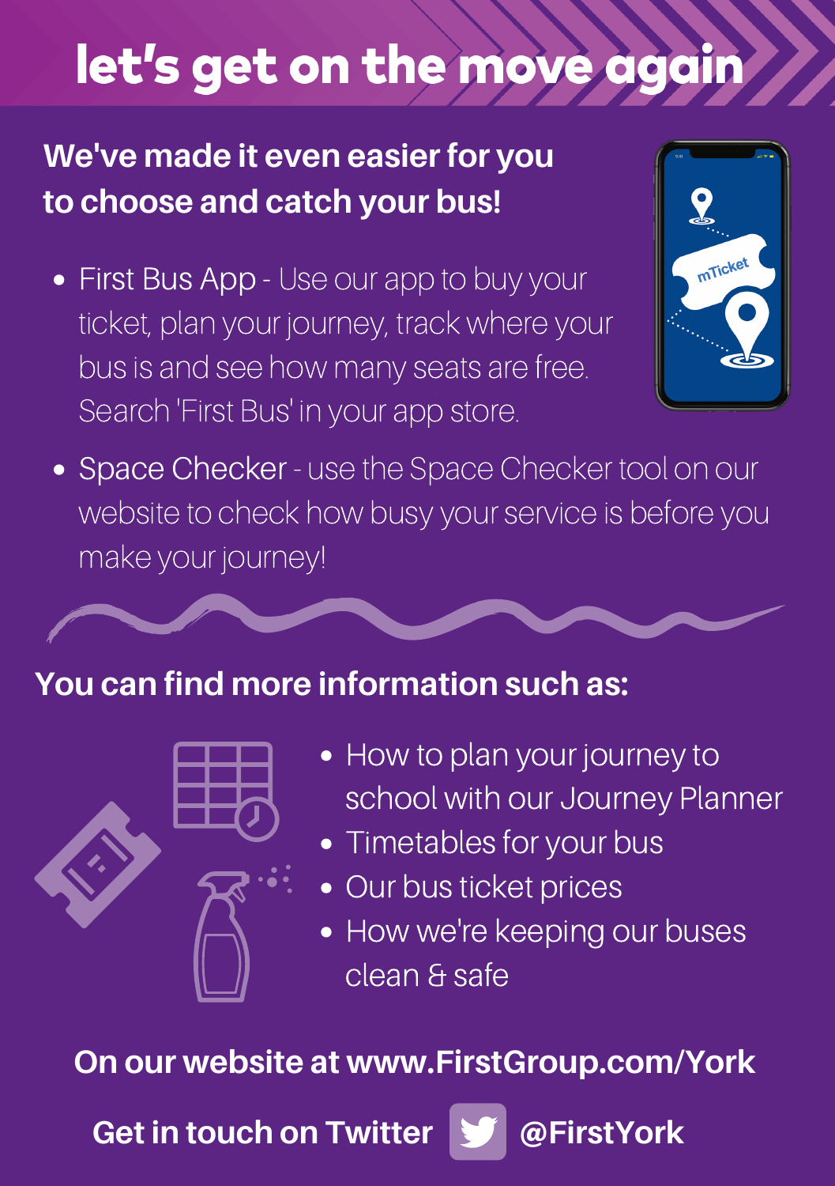# let's get on the move again

## We've made it even easier for you to choose and catch your bus!

- First Bus App - Use our app to buy your ticket, plan your journey, track where your bus is and see how many seats are free. Search 'First Bus' in your app store.
- Space Checker - use the Space Checker tool on our website to check how busy your service is before you make your journey!

## You can find more information such as:

- How to plan your journey to school with our Journey Planner
- Timetables for your bus
- Our bus ticket prices
- How we're keeping our buses clean & safe

**On our website at www.FirstGroup.com/York**

**Get in touch on Twitter @FirstYork**